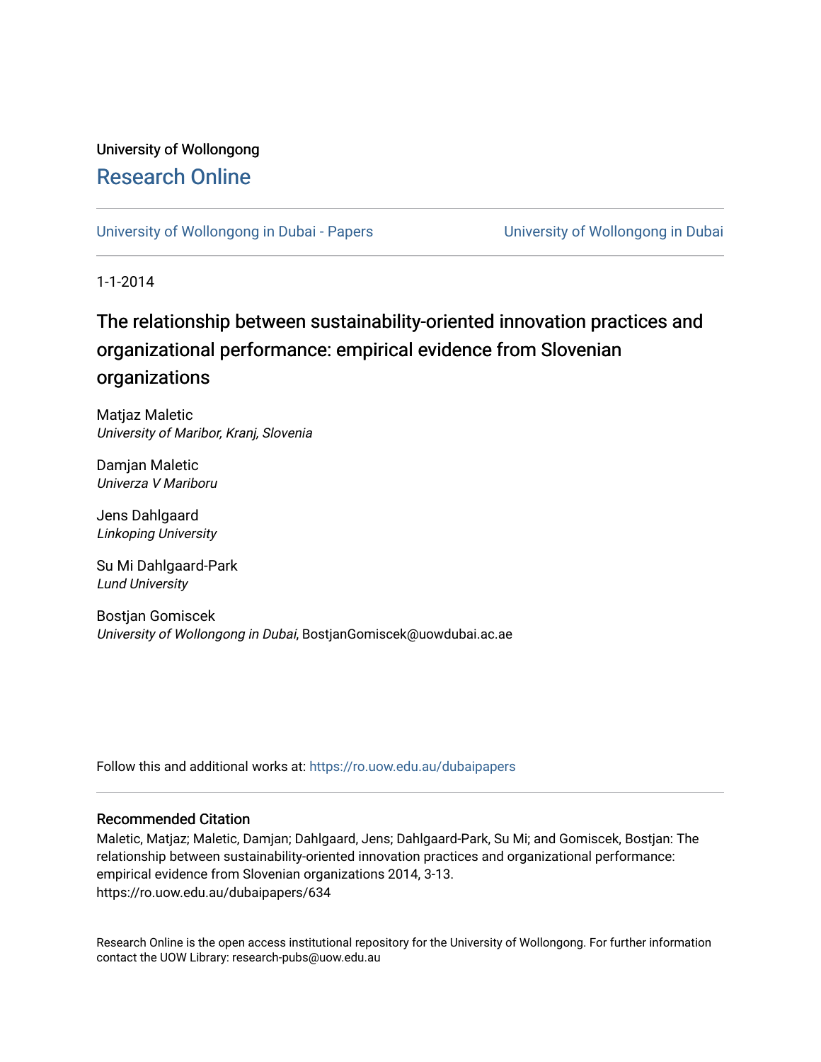University of Wollongong

# Research Online

University of Wollongong in Dubai - Papers | University of Wollongong in Dubai

1-1-2014

## The relationship between sustainability-oriented innovation practices and organizational performance: empirical evidence from Slovenian organizations

Matjaz Maletic
*University of Maribor, Kranj, Slovenia*

Damjan Maletic
*Univerza V Mariboru*

Jens Dahlgaard
*Linkoping University*

Su Mi Dahlgaard-Park
*Lund University*

Bostjan Gomiscek
*University of Wollongong in Dubai*, BostjanGomiscek@uowdubai.ac.ae

Follow this and additional works at: https://ro.uow.edu.au/dubaipapers

### Recommended Citation

Maletic, Matjaz; Maletic, Damjan; Dahlgaard, Jens; Dahlgaard-Park, Su Mi; and Gomiscek, Bostjan: The relationship between sustainability-oriented innovation practices and organizational performance: empirical evidence from Slovenian organizations 2014, 3-13.
https://ro.uow.edu.au/dubaipapers/634

Research Online is the open access institutional repository for the University of Wollongong. For further information contact the UOW Library: research-pubs@uow.edu.au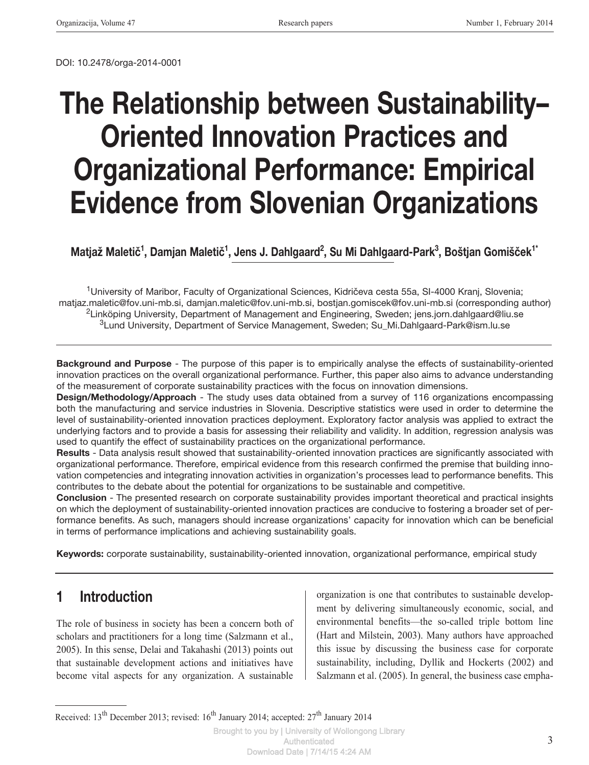DOI: 10.2478/orga-2014-0001

# The Relationship between Sustainability–Oriented Innovation Practices and Organizational Performance: Empirical Evidence from Slovenian Organizations

**Matjaž Maletič[1], Damjan Maletič[1], Jens J. Dahlgaard[2], Su Mi Dahlgaard-Park[3], Boštjan Gomišček[1*]**

[1]University of Maribor, Faculty of Organizational Sciences, Kidričeva cesta 55a, SI-4000 Kranj, Slovenia; matjaz.maletic@fov.uni-mb.si, damjan.maletic@fov.uni-mb.si, bostjan.gomiscek@fov.uni-mb.si (corresponding author)
[2]Linköping University, Department of Management and Engineering, Sweden; jens.jorn.dahlgaard@liu.se
[3]Lund University, Department of Service Management, Sweden; Su_Mi.Dahlgaard-Park@ism.lu.se

**Background and Purpose** - The purpose of this paper is to empirically analyse the effects of sustainability-oriented innovation practices on the overall organizational performance. Further, this paper also aims to advance understanding of the measurement of corporate sustainability practices with the focus on innovation dimensions.

**Design/Methodology/Approach** - The study uses data obtained from a survey of 116 organizations encompassing both the manufacturing and service industries in Slovenia. Descriptive statistics were used in order to determine the level of sustainability-oriented innovation practices deployment. Exploratory factor analysis was applied to extract the underlying factors and to provide a basis for assessing their reliability and validity. In addition, regression analysis was used to quantify the effect of sustainability practices on the organizational performance.

**Results** - Data analysis result showed that sustainability-oriented innovation practices are significantly associated with organizational performance. Therefore, empirical evidence from this research confirmed the premise that building innovation competencies and integrating innovation activities in organization's processes lead to performance benefits. This contributes to the debate about the potential for organizations to be sustainable and competitive.

**Conclusion** - The presented research on corporate sustainability provides important theoretical and practical insights on which the deployment of sustainability-oriented innovation practices are conducive to fostering a broader set of performance benefits. As such, managers should increase organizations' capacity for innovation which can be beneficial in terms of performance implications and achieving sustainability goals.

**Keywords:** corporate sustainability, sustainability-oriented innovation, organizational performance, empirical study

## 1 Introduction

The role of business in society has been a concern both of scholars and practitioners for a long time (Salzmann et al., 2005). In this sense, Delai and Takahashi (2013) points out that sustainable development actions and initiatives have become vital aspects for any organization. A sustainable organization is one that contributes to sustainable development by delivering simultaneously economic, social, and environmental benefits—the so-called triple bottom line (Hart and Milstein, 2003). Many authors have approached this issue by discussing the business case for corporate sustainability, including, Dyllik and Hockerts (2002) and Salzmann et al. (2005). In general, the business case empha-

Received: 13th December 2013; revised: 16th January 2014; accepted: 27th January 2014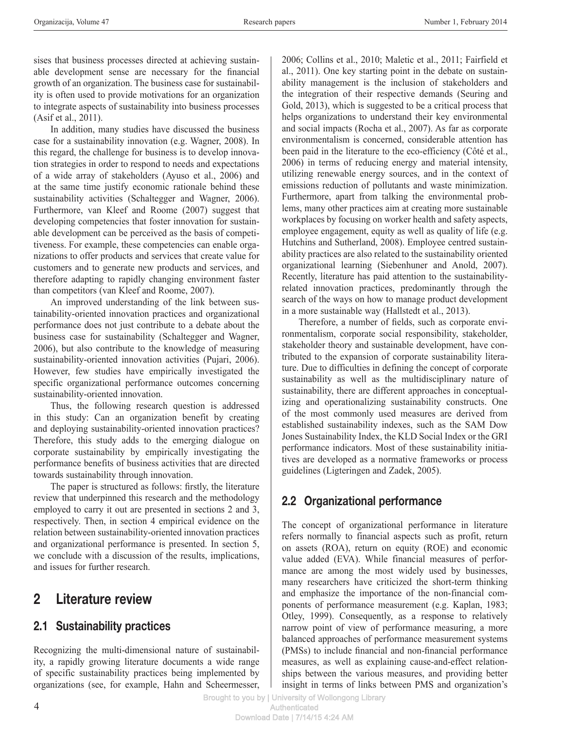sises that business processes directed at achieving sustainable development sense are necessary for the financial growth of an organization. The business case for sustainability is often used to provide motivations for an organization to integrate aspects of sustainability into business processes (Asif et al., 2011).

In addition, many studies have discussed the business case for a sustainability innovation (e.g. Wagner, 2008). In this regard, the challenge for business is to develop innovation strategies in order to respond to needs and expectations of a wide array of stakeholders (Ayuso et al., 2006) and at the same time justify economic rationale behind these sustainability activities (Schaltegger and Wagner, 2006). Furthermore, van Kleef and Roome (2007) suggest that developing competencies that foster innovation for sustainable development can be perceived as the basis of competitiveness. For example, these competencies can enable organizations to offer products and services that create value for customers and to generate new products and services, and therefore adapting to rapidly changing environment faster than competitors (van Kleef and Roome, 2007).

An improved understanding of the link between sustainability-oriented innovation practices and organizational performance does not just contribute to a debate about the business case for sustainability (Schaltegger and Wagner, 2006), but also contribute to the knowledge of measuring sustainability-oriented innovation activities (Pujari, 2006). However, few studies have empirically investigated the specific organizational performance outcomes concerning sustainability-oriented innovation.

Thus, the following research question is addressed in this study: Can an organization benefit by creating and deploying sustainability-oriented innovation practices? Therefore, this study adds to the emerging dialogue on corporate sustainability by empirically investigating the performance benefits of business activities that are directed towards sustainability through innovation.

The paper is structured as follows: firstly, the literature review that underpinned this research and the methodology employed to carry it out are presented in sections 2 and 3, respectively. Then, in section 4 empirical evidence on the relation between sustainability-oriented innovation practices and organizational performance is presented. In section 5, we conclude with a discussion of the results, implications, and issues for further research.

# 2 Literature review

## 2.1 Sustainability practices

Recognizing the multi-dimensional nature of sustainability, a rapidly growing literature documents a wide range of specific sustainability practices being implemented by organizations (see, for example, Hahn and Scheermesser, 2006; Collins et al., 2010; Maletic et al., 2011; Fairfield et al., 2011). One key starting point in the debate on sustainability management is the inclusion of stakeholders and the integration of their respective demands (Seuring and Gold, 2013), which is suggested to be a critical process that helps organizations to understand their key environmental and social impacts (Rocha et al., 2007). As far as corporate environmentalism is concerned, considerable attention has been paid in the literature to the eco-efficiency (Côté et al., 2006) in terms of reducing energy and material intensity, utilizing renewable energy sources, and in the context of emissions reduction of pollutants and waste minimization. Furthermore, apart from talking the environmental problems, many other practices aim at creating more sustainable workplaces by focusing on worker health and safety aspects, employee engagement, equity as well as quality of life (e.g. Hutchins and Sutherland, 2008). Employee centred sustainability practices are also related to the sustainability oriented organizational learning (Siebenhuner and Anold, 2007). Recently, literature has paid attention to the sustainability-related innovation practices, predominantly through the search of the ways on how to manage product development in a more sustainable way (Hallstedt et al., 2013).

Therefore, a number of fields, such as corporate environmentalism, corporate social responsibility, stakeholder, stakeholder theory and sustainable development, have contributed to the expansion of corporate sustainability literature. Due to difficulties in defining the concept of corporate sustainability as well as the multidisciplinary nature of sustainability, there are different approaches in conceptualizing and operationalizing sustainability constructs. One of the most commonly used measures are derived from established sustainability indexes, such as the SAM Dow Jones Sustainability Index, the KLD Social Index or the GRI performance indicators. Most of these sustainability initiatives are developed as a normative frameworks or process guidelines (Ligteringen and Zadek, 2005).

## 2.2 Organizational performance

The concept of organizational performance in literature refers normally to financial aspects such as profit, return on assets (ROA), return on equity (ROE) and economic value added (EVA). While financial measures of performance are among the most widely used by businesses, many researchers have criticized the short-term thinking and emphasize the importance of the non-financial components of performance measurement (e.g. Kaplan, 1983; Otley, 1999). Consequently, as a response to relatively narrow point of view of performance measuring, a more balanced approaches of performance measurement systems (PMSs) to include financial and non-financial performance measures, as well as explaining cause-and-effect relationships between the various measures, and providing better insight in terms of links between PMS and organization's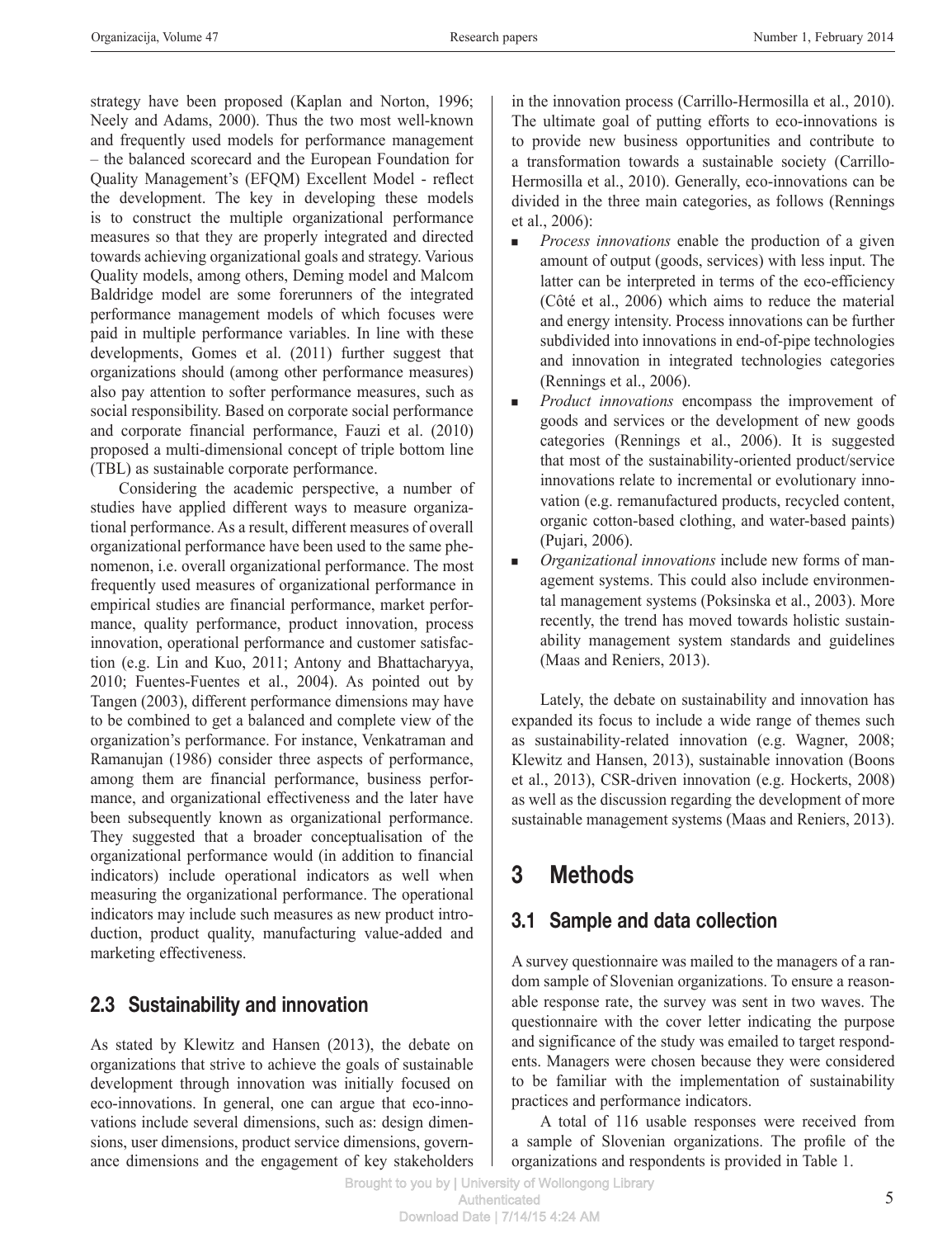strategy have been proposed (Kaplan and Norton, 1996; Neely and Adams, 2000). Thus the two most well-known and frequently used models for performance management – the balanced scorecard and the European Foundation for Quality Management's (EFQM) Excellent Model - reflect the development. The key in developing these models is to construct the multiple organizational performance measures so that they are properly integrated and directed towards achieving organizational goals and strategy. Various Quality models, among others, Deming model and Malcom Baldridge model are some forerunners of the integrated performance management models of which focuses were paid in multiple performance variables. In line with these developments, Gomes et al. (2011) further suggest that organizations should (among other performance measures) also pay attention to softer performance measures, such as social responsibility. Based on corporate social performance and corporate financial performance, Fauzi et al. (2010) proposed a multi-dimensional concept of triple bottom line (TBL) as sustainable corporate performance.

Considering the academic perspective, a number of studies have applied different ways to measure organizational performance. As a result, different measures of overall organizational performance have been used to the same phenomenon, i.e. overall organizational performance. The most frequently used measures of organizational performance in empirical studies are financial performance, market performance, quality performance, product innovation, process innovation, operational performance and customer satisfaction (e.g. Lin and Kuo, 2011; Antony and Bhattacharyya, 2010; Fuentes-Fuentes et al., 2004). As pointed out by Tangen (2003), different performance dimensions may have to be combined to get a balanced and complete view of the organization's performance. For instance, Venkatraman and Ramanujan (1986) consider three aspects of performance, among them are financial performance, business performance, and organizational effectiveness and the later have been subsequently known as organizational performance. They suggested that a broader conceptualisation of the organizational performance would (in addition to financial indicators) include operational indicators as well when measuring the organizational performance. The operational indicators may include such measures as new product introduction, product quality, manufacturing value-added and marketing effectiveness.

## 2.3 Sustainability and innovation

As stated by Klewitz and Hansen (2013), the debate on organizations that strive to achieve the goals of sustainable development through innovation was initially focused on eco-innovations. In general, one can argue that eco-innovations include several dimensions, such as: design dimensions, user dimensions, product service dimensions, governance dimensions and the engagement of key stakeholders in the innovation process (Carrillo-Hermosilla et al., 2010). The ultimate goal of putting efforts to eco-innovations is to provide new business opportunities and contribute to a transformation towards a sustainable society (Carrillo-Hermosilla et al., 2010). Generally, eco-innovations can be divided in the three main categories, as follows (Rennings et al., 2006):

- *Process innovations* enable the production of a given amount of output (goods, services) with less input. The latter can be interpreted in terms of the eco-efficiency (Côté et al., 2006) which aims to reduce the material and energy intensity. Process innovations can be further subdivided into innovations in end-of-pipe technologies and innovation in integrated technologies categories (Rennings et al., 2006).
- *Product innovations* encompass the improvement of goods and services or the development of new goods categories (Rennings et al., 2006). It is suggested that most of the sustainability-oriented product/service innovations relate to incremental or evolutionary innovation (e.g. remanufactured products, recycled content, organic cotton-based clothing, and water-based paints) (Pujari, 2006).
- *Organizational innovations* include new forms of management systems. This could also include environmental management systems (Poksinska et al., 2003). More recently, the trend has moved towards holistic sustainability management system standards and guidelines (Maas and Reniers, 2013).

Lately, the debate on sustainability and innovation has expanded its focus to include a wide range of themes such as sustainability-related innovation (e.g. Wagner, 2008; Klewitz and Hansen, 2013), sustainable innovation (Boons et al., 2013), CSR-driven innovation (e.g. Hockerts, 2008) as well as the discussion regarding the development of more sustainable management systems (Maas and Reniers, 2013).

# 3 Methods

## 3.1 Sample and data collection

A survey questionnaire was mailed to the managers of a random sample of Slovenian organizations. To ensure a reasonable response rate, the survey was sent in two waves. The questionnaire with the cover letter indicating the purpose and significance of the study was emailed to target respondents. Managers were chosen because they were considered to be familiar with the implementation of sustainability practices and performance indicators.

A total of 116 usable responses were received from a sample of Slovenian organizations. The profile of the organizations and respondents is provided in Table 1.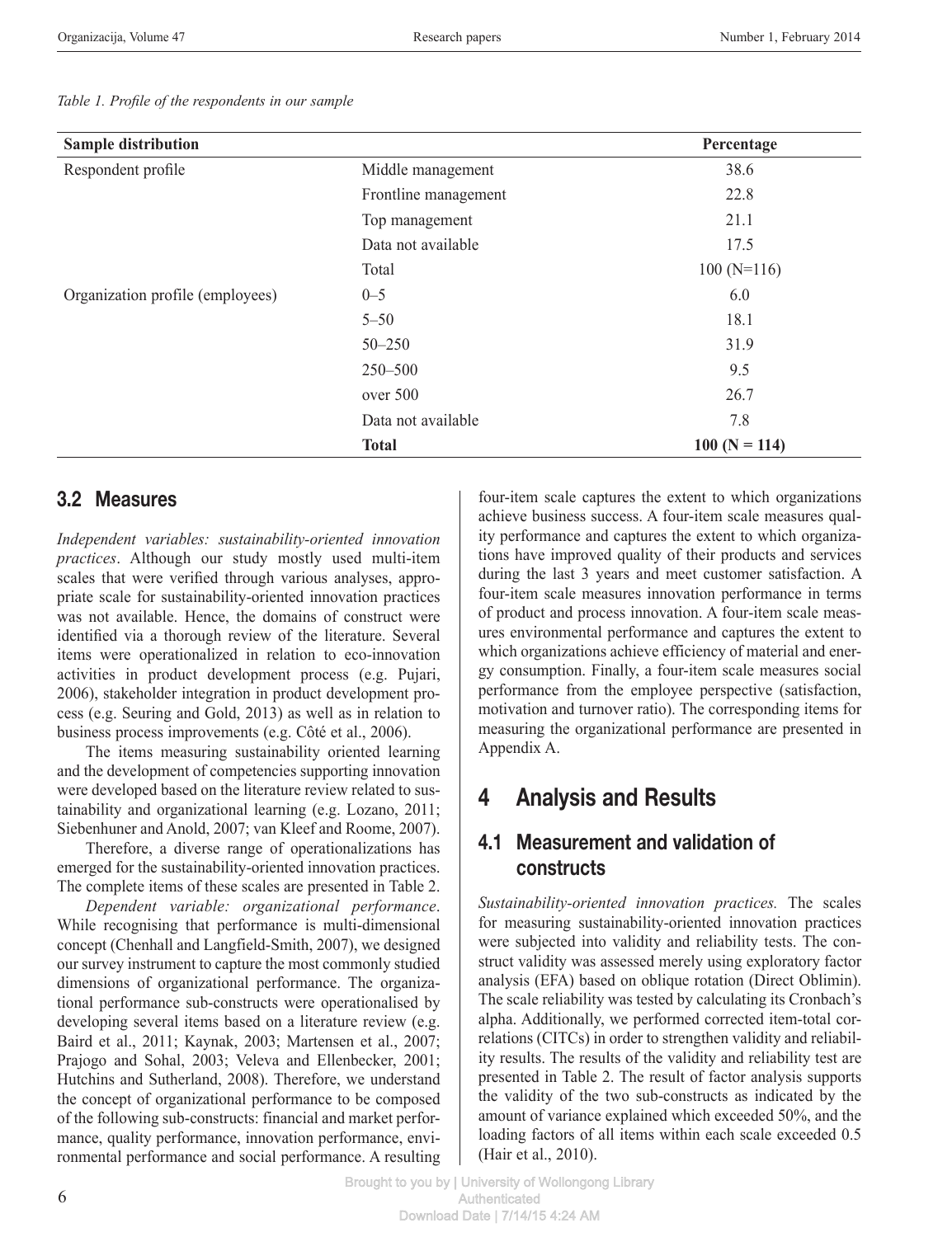*Table 1. Profile of the respondents in our sample*

| Sample distribution | | Percentage |
|---|---|---|
| Respondent profile | Middle management | 38.6 |
| | Frontline management | 22.8 |
| | Top management | 21.1 |
| | Data not available | 17.5 |
| | Total | 100 (N=116) |
| Organization profile (employees) | 0–5 | 6.0 |
| | 5–50 | 18.1 |
| | 50–250 | 31.9 |
| | 250–500 | 9.5 |
| | over 500 | 26.7 |
| | Data not available | 7.8 |
| | **Total** | **100 (N = 114)** |

## 3.2 Measures

*Independent variables: sustainability-oriented innovation practices*. Although our study mostly used multi-item scales that were verified through various analyses, appropriate scale for sustainability-oriented innovation practices was not available. Hence, the domains of construct were identified via a thorough review of the literature. Several items were operationalized in relation to eco-innovation activities in product development process (e.g. Pujari, 2006), stakeholder integration in product development process (e.g. Seuring and Gold, 2013) as well as in relation to business process improvements (e.g. Côté et al., 2006).

The items measuring sustainability oriented learning and the development of competencies supporting innovation were developed based on the literature review related to sustainability and organizational learning (e.g. Lozano, 2011; Siebenhuner and Anold, 2007; van Kleef and Roome, 2007).

Therefore, a diverse range of operationalizations has emerged for the sustainability-oriented innovation practices. The complete items of these scales are presented in Table 2.

*Dependent variable: organizational performance*. While recognising that performance is multi-dimensional concept (Chenhall and Langfield-Smith, 2007), we designed our survey instrument to capture the most commonly studied dimensions of organizational performance. The organizational performance sub-constructs were operationalised by developing several items based on a literature review (e.g. Baird et al., 2011; Kaynak, 2003; Martensen et al., 2007; Prajogo and Sohal, 2003; Veleva and Ellenbecker, 2001; Hutchins and Sutherland, 2008). Therefore, we understand the concept of organizational performance to be composed of the following sub-constructs: financial and market performance, quality performance, innovation performance, environmental performance and social performance. A resulting four-item scale captures the extent to which organizations achieve business success. A four-item scale measures quality performance and captures the extent to which organizations have improved quality of their products and services during the last 3 years and meet customer satisfaction. A four-item scale measures innovation performance in terms of product and process innovation. A four-item scale measures environmental performance and captures the extent to which organizations achieve efficiency of material and energy consumption. Finally, a four-item scale measures social performance from the employee perspective (satisfaction, motivation and turnover ratio). The corresponding items for measuring the organizational performance are presented in Appendix A.

# 4 Analysis and Results

## 4.1 Measurement and validation of constructs

*Sustainability-oriented innovation practices.* The scales for measuring sustainability-oriented innovation practices were subjected into validity and reliability tests. The construct validity was assessed merely using exploratory factor analysis (EFA) based on oblique rotation (Direct Oblimin). The scale reliability was tested by calculating its Cronbach's alpha. Additionally, we performed corrected item-total correlations (CITCs) in order to strengthen validity and reliability results. The results of the validity and reliability test are presented in Table 2. The result of factor analysis supports the validity of the two sub-constructs as indicated by the amount of variance explained which exceeded 50%, and the loading factors of all items within each scale exceeded 0.5 (Hair et al., 2010).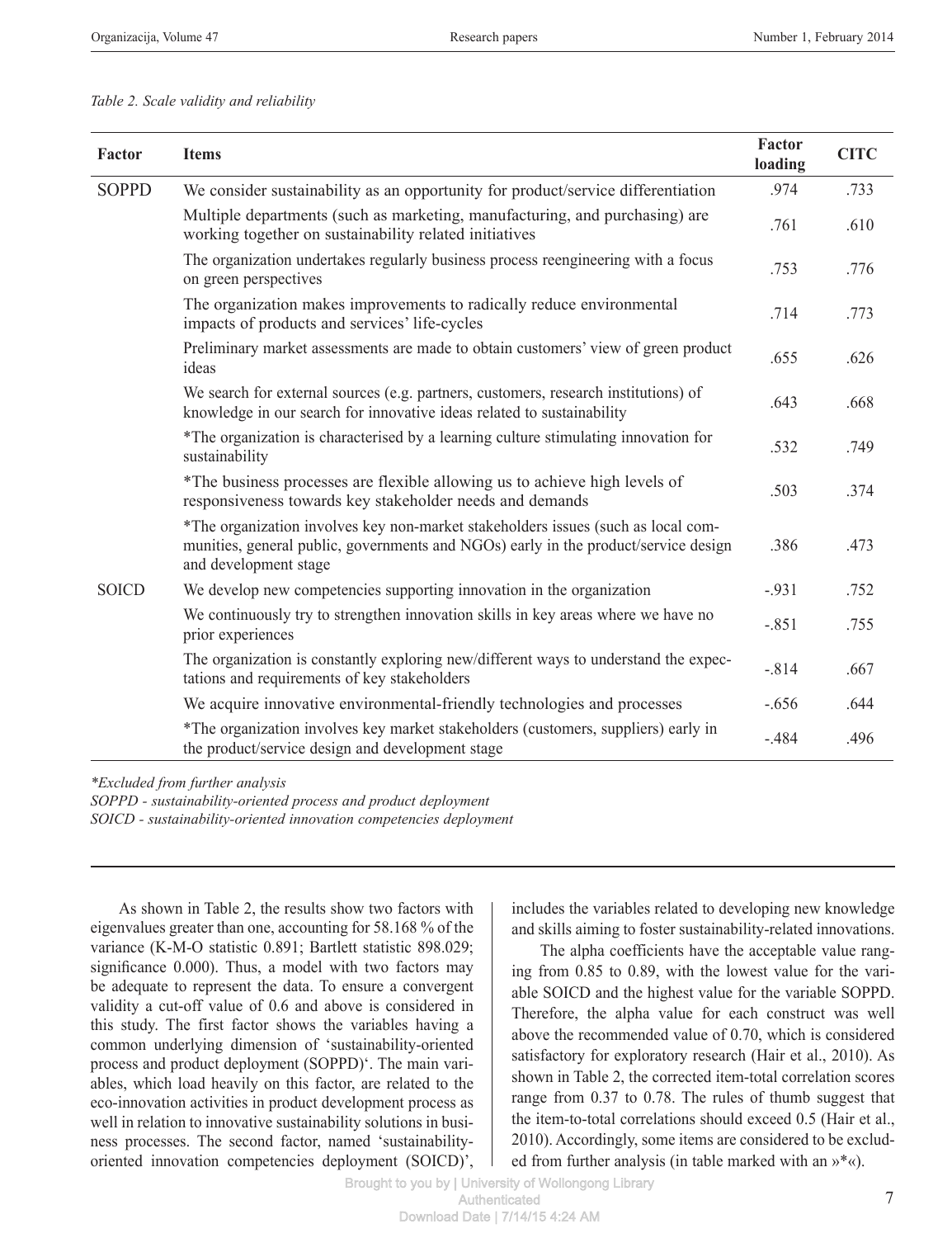*Table 2. Scale validity and reliability*

| Factor | Items | Factor loading | CITC |
|---|---|---|---|
| SOPPD | We consider sustainability as an opportunity for product/service differentiation | .974 | .733 |
| | Multiple departments (such as marketing, manufacturing, and purchasing) are working together on sustainability related initiatives | .761 | .610 |
| | The organization undertakes regularly business process reengineering with a focus on green perspectives | .753 | .776 |
| | The organization makes improvements to radically reduce environmental impacts of products and services' life-cycles | .714 | .773 |
| | Preliminary market assessments are made to obtain customers' view of green product ideas | .655 | .626 |
| | We search for external sources (e.g. partners, customers, research institutions) of knowledge in our search for innovative ideas related to sustainability | .643 | .668 |
| | *The organization is characterised by a learning culture stimulating innovation for sustainability | .532 | .749 |
| | *The business processes are flexible allowing us to achieve high levels of responsiveness towards key stakeholder needs and demands | .503 | .374 |
| | *The organization involves key non-market stakeholders issues (such as local communities, general public, governments and NGOs) early in the product/service design and development stage | .386 | .473 |
| SOICD | We develop new competencies supporting innovation in the organization | -.931 | .752 |
| | We continuously try to strengthen innovation skills in key areas where we have no prior experiences | -.851 | .755 |
| | The organization is constantly exploring new/different ways to understand the expectations and requirements of key stakeholders | -.814 | .667 |
| | We acquire innovative environmental-friendly technologies and processes | -.656 | .644 |
| | *The organization involves key market stakeholders (customers, suppliers) early in the product/service design and development stage | -.484 | .496 |

*\*Excluded from further analysis*
*SOPPD - sustainability-oriented process and product deployment*
*SOICD - sustainability-oriented innovation competencies deployment*

As shown in Table 2, the results show two factors with eigenvalues greater than one, accounting for 58.168 % of the variance (K-M-O statistic 0.891; Bartlett statistic 898.029; significance 0.000). Thus, a model with two factors may be adequate to represent the data. To ensure a convergent validity a cut-off value of 0.6 and above is considered in this study. The first factor shows the variables having a common underlying dimension of 'sustainability-oriented process and product deployment (SOPPD)'. The main variables, which load heavily on this factor, are related to the eco-innovation activities in product development process as well in relation to innovative sustainability solutions in business processes. The second factor, named 'sustainability-oriented innovation competencies deployment (SOICD)', includes the variables related to developing new knowledge and skills aiming to foster sustainability-related innovations.

The alpha coefficients have the acceptable value ranging from 0.85 to 0.89, with the lowest value for the variable SOICD and the highest value for the variable SOPPD. Therefore, the alpha value for each construct was well above the recommended value of 0.70, which is considered satisfactory for exploratory research (Hair et al., 2010). As shown in Table 2, the corrected item-total correlation scores range from 0.37 to 0.78. The rules of thumb suggest that the item-to-total correlations should exceed 0.5 (Hair et al., 2010). Accordingly, some items are considered to be excluded from further analysis (in table marked with an »*«).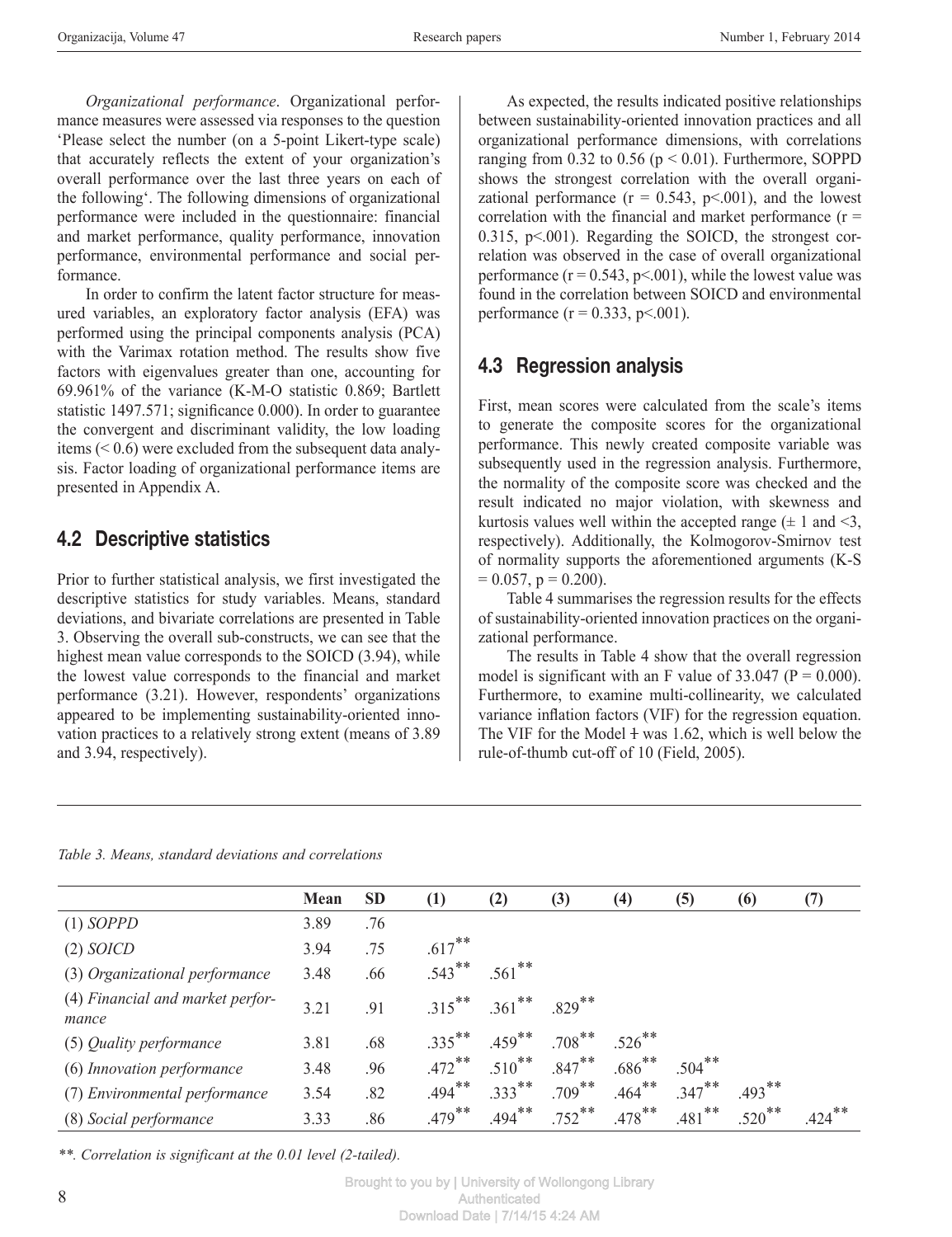*Organizational performance*. Organizational performance measures were assessed via responses to the question 'Please select the number (on a 5-point Likert-type scale) that accurately reflects the extent of your organization's overall performance over the last three years on each of the following'. The following dimensions of organizational performance were included in the questionnaire: financial and market performance, quality performance, innovation performance, environmental performance and social performance.

In order to confirm the latent factor structure for measured variables, an exploratory factor analysis (EFA) was performed using the principal components analysis (PCA) with the Varimax rotation method. The results show five factors with eigenvalues greater than one, accounting for 69.961% of the variance (K-M-O statistic 0.869; Bartlett statistic 1497.571; significance 0.000). In order to guarantee the convergent and discriminant validity, the low loading items (< 0.6) were excluded from the subsequent data analysis. Factor loading of organizational performance items are presented in Appendix A.

## 4.2 Descriptive statistics

Prior to further statistical analysis, we first investigated the descriptive statistics for study variables. Means, standard deviations, and bivariate correlations are presented in Table 3. Observing the overall sub-constructs, we can see that the highest mean value corresponds to the SOICD (3.94), while the lowest value corresponds to the financial and market performance (3.21). However, respondents' organizations appeared to be implementing sustainability-oriented innovation practices to a relatively strong extent (means of 3.89 and 3.94, respectively).

As expected, the results indicated positive relationships between sustainability-oriented innovation practices and all organizational performance dimensions, with correlations ranging from 0.32 to 0.56 ($p < 0.01$). Furthermore, SOPPD shows the strongest correlation with the overall organizational performance ($r = 0.543$, $p<.001$), and the lowest correlation with the financial and market performance ($r = 0.315$, $p<.001$). Regarding the SOICD, the strongest correlation was observed in the case of overall organizational performance ($r = 0.543$, $p<.001$), while the lowest value was found in the correlation between SOICD and environmental performance ($r = 0.333$, $p<.001$).

## 4.3 Regression analysis

First, mean scores were calculated from the scale's items to generate the composite scores for the organizational performance. This newly created composite variable was subsequently used in the regression analysis. Furthermore, the normality of the composite score was checked and the result indicated no major violation, with skewness and kurtosis values well within the accepted range (± 1 and <3, respectively). Additionally, the Kolmogorov-Smirnov test of normality supports the aforementioned arguments (K-S = 0.057, p = 0.200).

Table 4 summarises the regression results for the effects of sustainability-oriented innovation practices on the organizational performance.

The results in Table 4 show that the overall regression model is significant with an F value of 33.047 (P = 0.000). Furthermore, to examine multi-collinearity, we calculated variance inflation factors (VIF) for the regression equation. The VIF for the Model ǂ was 1.62, which is well below the rule-of-thumb cut-off of 10 (Field, 2005).

*Table 3. Means, standard deviations and correlations*

| | Mean | SD | (1) | (2) | (3) | (4) | (5) | (6) | (7) |
|---|---|---|---|---|---|---|---|---|---|
| (1) *SOPPD* | 3.89 | .76 | | | | | | | |
| (2) *SOICD* | 3.94 | .75 | .617** | | | | | | |
| (3) *Organizational performance* | 3.48 | .66 | .543** | .561** | | | | | |
| (4) *Financial and market performance* | 3.21 | .91 | .315** | .361** | .829** | | | | |
| (5) *Quality performance* | 3.81 | .68 | .335** | .459** | .708** | .526** | | | |
| (6) *Innovation performance* | 3.48 | .96 | .472** | .510** | .847** | .686** | .504** | | |
| (7) *Environmental performance* | 3.54 | .82 | .494** | .333** | .709** | .464** | .347** | .493** | |
| (8) *Social performance* | 3.33 | .86 | .479** | .494** | .752** | .478** | .481** | .520** | .424** |

*\*\*. Correlation is significant at the 0.01 level (2-tailed).*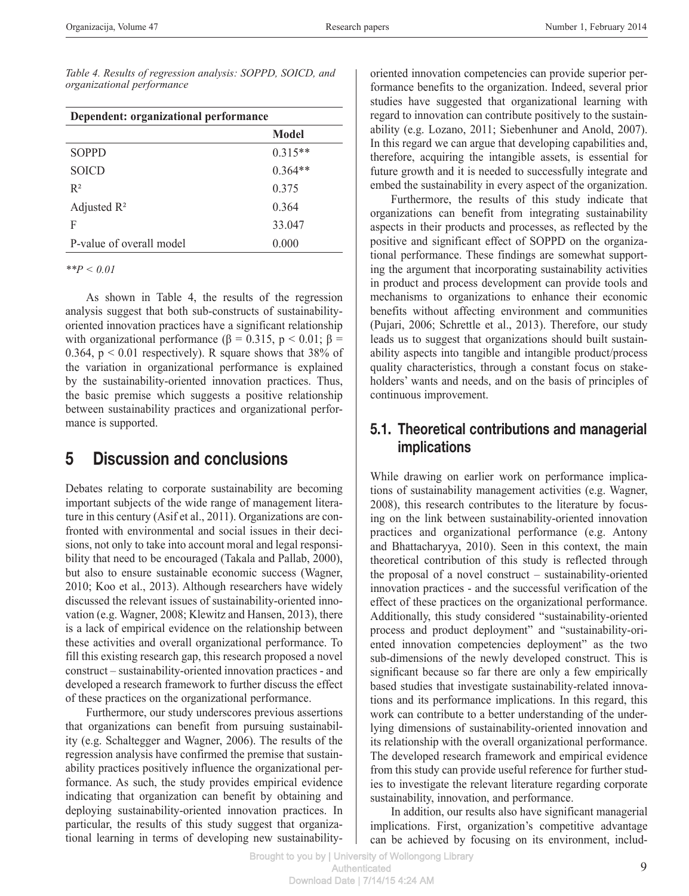*Table 4. Results of regression analysis: SOPPD, SOICD, and organizational performance*

| Dependent: organizational performance | |
|---|---|
| | **Model** |
| SOPPD | 0.315** |
| SOICD | 0.364** |
| $R^2$ | 0.375 |
| Adjusted $R^2$ | 0.364 |
| F | 33.047 |
| P-value of overall model | 0.000 |

*$^{**}P < 0.01$*

As shown in Table 4, the results of the regression analysis suggest that both sub-constructs of sustainability-oriented innovation practices have a significant relationship with organizational performance ($\beta = 0.315$, $p < 0.01$; $\beta = 0.364$, $p < 0.01$ respectively). R square shows that 38% of the variation in organizational performance is explained by the sustainability-oriented innovation practices. Thus, the basic premise which suggests a positive relationship between sustainability practices and organizational performance is supported.

## 5 Discussion and conclusions

Debates relating to corporate sustainability are becoming important subjects of the wide range of management literature in this century (Asif et al., 2011). Organizations are confronted with environmental and social issues in their decisions, not only to take into account moral and legal responsibility that need to be encouraged (Takala and Pallab, 2000), but also to ensure sustainable economic success (Wagner, 2010; Koo et al., 2013). Although researchers have widely discussed the relevant issues of sustainability-oriented innovation (e.g. Wagner, 2008; Klewitz and Hansen, 2013), there is a lack of empirical evidence on the relationship between these activities and overall organizational performance. To fill this existing research gap, this research proposed a novel construct – sustainability-oriented innovation practices - and developed a research framework to further discuss the effect of these practices on the organizational performance.

Furthermore, our study underscores previous assertions that organizations can benefit from pursuing sustainability (e.g. Schaltegger and Wagner, 2006). The results of the regression analysis have confirmed the premise that sustainability practices positively influence the organizational performance. As such, the study provides empirical evidence indicating that organization can benefit by obtaining and deploying sustainability-oriented innovation practices. In particular, the results of this study suggest that organizational learning in terms of developing new sustainability-oriented innovation competencies can provide superior performance benefits to the organization. Indeed, several prior studies have suggested that organizational learning with regard to innovation can contribute positively to the sustainability (e.g. Lozano, 2011; Siebenhuner and Anold, 2007). In this regard we can argue that developing capabilities and, therefore, acquiring the intangible assets, is essential for future growth and it is needed to successfully integrate and embed the sustainability in every aspect of the organization.

Furthermore, the results of this study indicate that organizations can benefit from integrating sustainability aspects in their products and processes, as reflected by the positive and significant effect of SOPPD on the organizational performance. These findings are somewhat supporting the argument that incorporating sustainability activities in product and process development can provide tools and mechanisms to organizations to enhance their economic benefits without affecting environment and communities (Pujari, 2006; Schrettle et al., 2013). Therefore, our study leads us to suggest that organizations should built sustainability aspects into tangible and intangible product/process quality characteristics, through a constant focus on stakeholders' wants and needs, and on the basis of principles of continuous improvement.

### 5.1. Theoretical contributions and managerial implications

While drawing on earlier work on performance implications of sustainability management activities (e.g. Wagner, 2008), this research contributes to the literature by focusing on the link between sustainability-oriented innovation practices and organizational performance (e.g. Antony and Bhattacharyya, 2010). Seen in this context, the main theoretical contribution of this study is reflected through the proposal of a novel construct – sustainability-oriented innovation practices - and the successful verification of the effect of these practices on the organizational performance. Additionally, this study considered "sustainability-oriented process and product deployment" and "sustainability-oriented innovation competencies deployment" as the two sub-dimensions of the newly developed construct. This is significant because so far there are only a few empirically based studies that investigate sustainability-related innovations and its performance implications. In this regard, this work can contribute to a better understanding of the underlying dimensions of sustainability-oriented innovation and its relationship with the overall organizational performance. The developed research framework and empirical evidence from this study can provide useful reference for further studies to investigate the relevant literature regarding corporate sustainability, innovation, and performance.

In addition, our results also have significant managerial implications. First, organization's competitive advantage can be achieved by focusing on its environment, includ-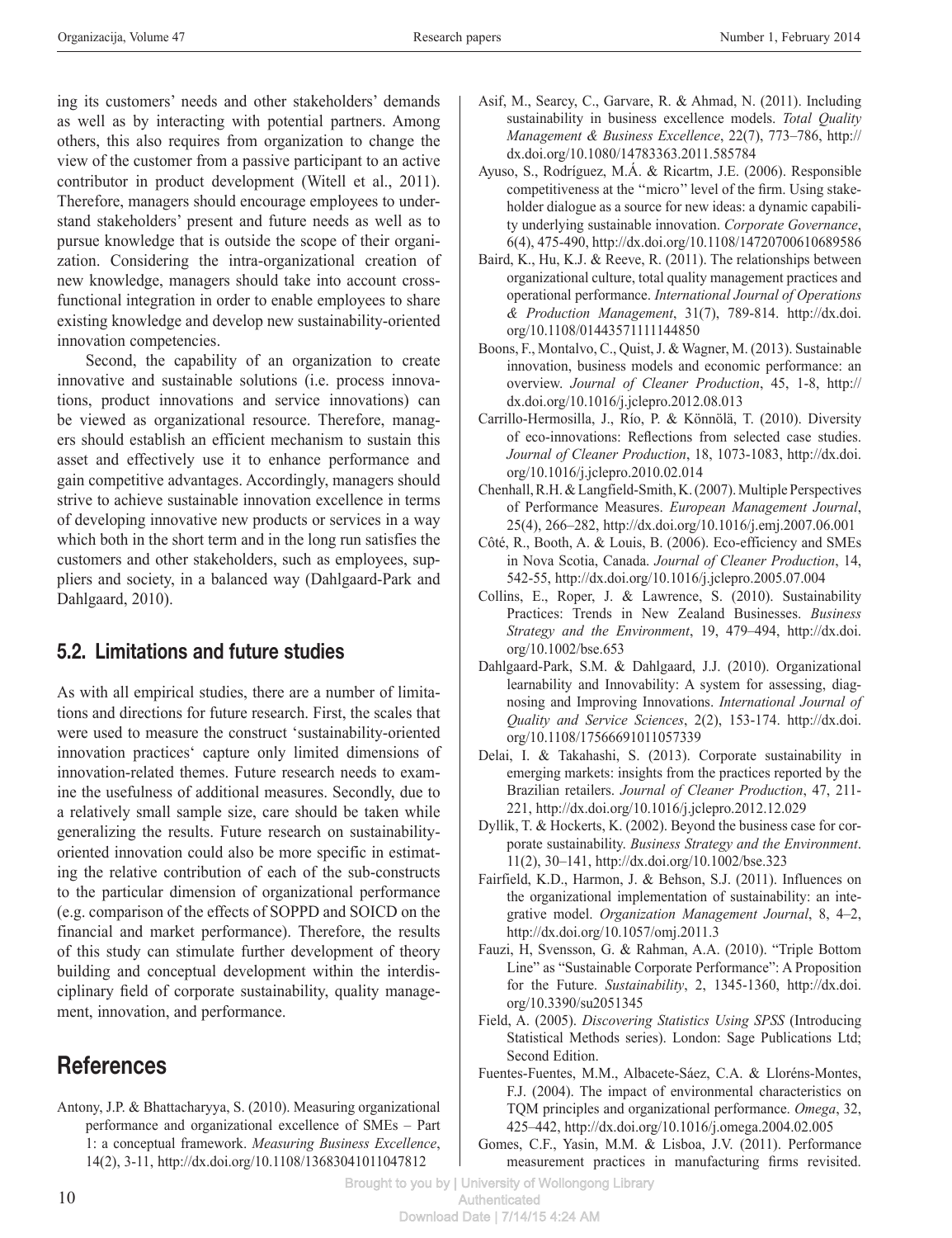ing its customers' needs and other stakeholders' demands as well as by interacting with potential partners. Among others, this also requires from organization to change the view of the customer from a passive participant to an active contributor in product development (Witell et al., 2011). Therefore, managers should encourage employees to understand stakeholders' present and future needs as well as to pursue knowledge that is outside the scope of their organization. Considering the intra-organizational creation of new knowledge, managers should take into account cross-functional integration in order to enable employees to share existing knowledge and develop new sustainability-oriented innovation competencies.

Second, the capability of an organization to create innovative and sustainable solutions (i.e. process innovations, product innovations and service innovations) can be viewed as organizational resource. Therefore, managers should establish an efficient mechanism to sustain this asset and effectively use it to enhance performance and gain competitive advantages. Accordingly, managers should strive to achieve sustainable innovation excellence in terms of developing innovative new products or services in a way which both in the short term and in the long run satisfies the customers and other stakeholders, such as employees, suppliers and society, in a balanced way (Dahlgaard-Park and Dahlgaard, 2010).

## 5.2. Limitations and future studies

As with all empirical studies, there are a number of limitations and directions for future research. First, the scales that were used to measure the construct 'sustainability-oriented innovation practices' capture only limited dimensions of innovation-related themes. Future research needs to examine the usefulness of additional measures. Secondly, due to a relatively small sample size, care should be taken while generalizing the results. Future research on sustainability-oriented innovation could also be more specific in estimating the relative contribution of each of the sub-constructs to the particular dimension of organizational performance (e.g. comparison of the effects of SOPPD and SOICD on the financial and market performance). Therefore, the results of this study can stimulate further development of theory building and conceptual development within the interdisciplinary field of corporate sustainability, quality management, innovation, and performance.

# References

Antony, J.P. & Bhattacharyya, S. (2010). Measuring organizational performance and organizational excellence of SMEs – Part 1: a conceptual framework. *Measuring Business Excellence*, 14(2), 3-11, http://dx.doi.org/10.1108/13683041011047812

Asif, M., Searcy, C., Garvare, R. & Ahmad, N. (2011). Including sustainability in business excellence models. *Total Quality Management & Business Excellence*, 22(7), 773–786, http://dx.doi.org/10.1080/14783363.2011.585784

Ayuso, S., Rodríguez, M.Á. & Ricartm, J.E. (2006). Responsible competitiveness at the ''micro'' level of the firm. Using stakeholder dialogue as a source for new ideas: a dynamic capability underlying sustainable innovation. *Corporate Governance*, 6(4), 475-490, http://dx.doi.org/10.1108/14720700610689586

Baird, K., Hu, K.J. & Reeve, R. (2011). The relationships between organizational culture, total quality management practices and operational performance. *International Journal of Operations & Production Management*, 31(7), 789-814. http://dx.doi.org/10.1108/01443571111144850

Boons, F., Montalvo, C., Quist, J. & Wagner, M. (2013). Sustainable innovation, business models and economic performance: an overview. *Journal of Cleaner Production*, 45, 1-8, http://dx.doi.org/10.1016/j.jclepro.2012.08.013

Carrillo-Hermosilla, J., Río, P. & Könnölä, T. (2010). Diversity of eco-innovations: Reflections from selected case studies. *Journal of Cleaner Production*, 18, 1073-1083, http://dx.doi.org/10.1016/j.jclepro.2010.02.014

Chenhall, R.H. & Langfield-Smith, K. (2007). Multiple Perspectives of Performance Measures. *European Management Journal*, 25(4), 266–282, http://dx.doi.org/10.1016/j.emj.2007.06.001

Côté, R., Booth, A. & Louis, B. (2006). Eco-efficiency and SMEs in Nova Scotia, Canada. *Journal of Cleaner Production*, 14, 542-55, http://dx.doi.org/10.1016/j.jclepro.2005.07.004

Collins, E., Roper, J. & Lawrence, S. (2010). Sustainability Practices: Trends in New Zealand Businesses. *Business Strategy and the Environment*, 19, 479–494, http://dx.doi.org/10.1002/bse.653

Dahlgaard-Park, S.M. & Dahlgaard, J.J. (2010). Organizational learnability and Innovability: A system for assessing, diagnosing and Improving Innovations. *International Journal of Quality and Service Sciences*, 2(2), 153-174. http://dx.doi.org/10.1108/17566691011057339

Delai, I. & Takahashi, S. (2013). Corporate sustainability in emerging markets: insights from the practices reported by the Brazilian retailers. *Journal of Cleaner Production*, 47, 211-221, http://dx.doi.org/10.1016/j.jclepro.2012.12.029

Dyllik, T. & Hockerts, K. (2002). Beyond the business case for corporate sustainability. *Business Strategy and the Environment*. 11(2), 30–141, http://dx.doi.org/10.1002/bse.323

Fairfield, K.D., Harmon, J. & Behson, S.J. (2011). Influences on the organizational implementation of sustainability: an integrative model. *Organization Management Journal*, 8, 4–2, http://dx.doi.org/10.1057/omj.2011.3

Fauzi, H, Svensson, G. & Rahman, A.A. (2010). "Triple Bottom Line" as "Sustainable Corporate Performance": A Proposition for the Future. *Sustainability*, 2, 1345-1360, http://dx.doi.org/10.3390/su2051345

Field, A. (2005). *Discovering Statistics Using SPSS* (Introducing Statistical Methods series). London: Sage Publications Ltd; Second Edition.

Fuentes-Fuentes, M.M., Albacete-Sáez, C.A. & Lloréns-Montes, F.J. (2004). The impact of environmental characteristics on TQM principles and organizational performance. *Omega*, 32, 425–442, http://dx.doi.org/10.1016/j.omega.2004.02.005

Gomes, C.F., Yasin, M.M. & Lisboa, J.V. (2011). Performance measurement practices in manufacturing firms revisited.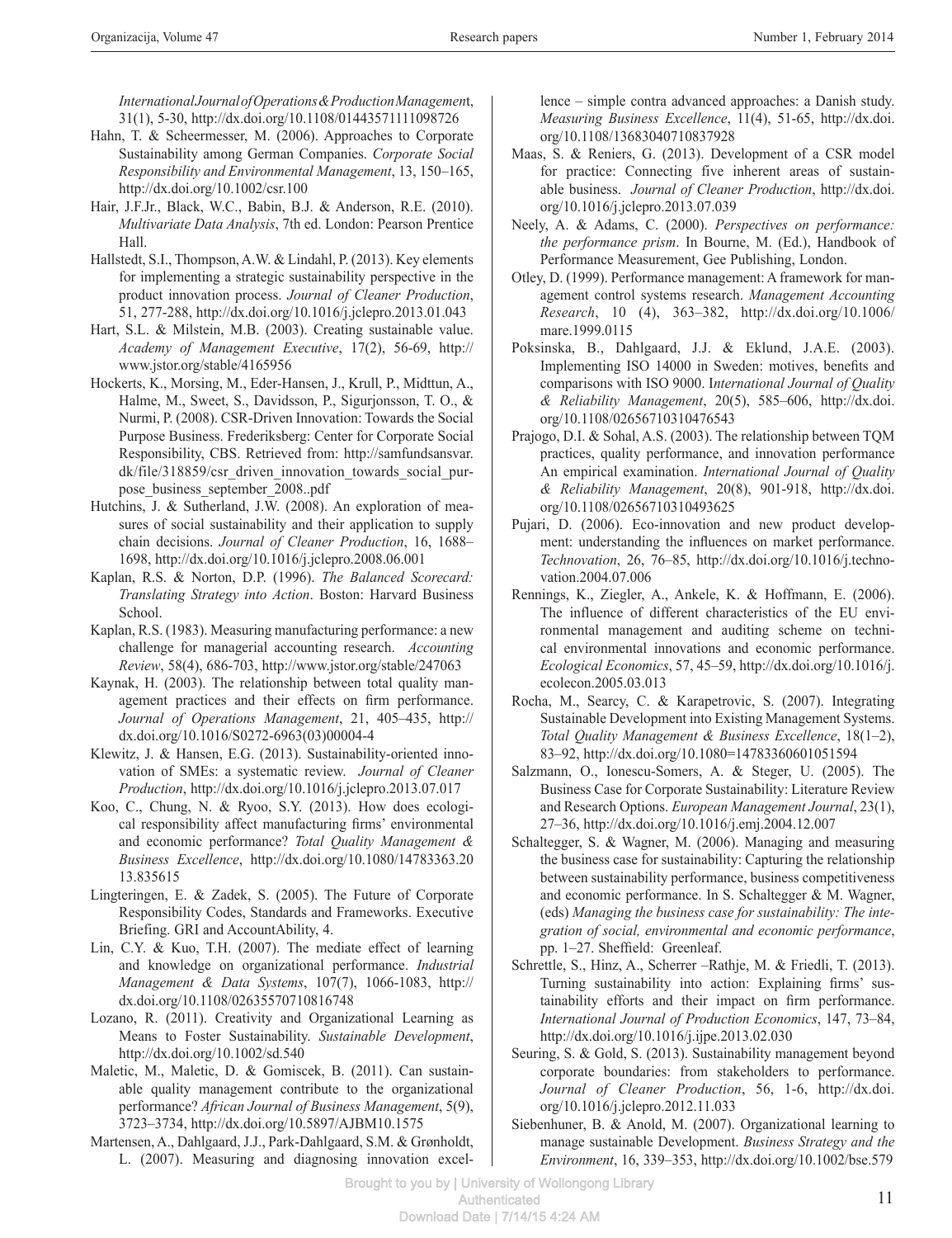*International Journal of Operations & Production Management*, 31(1), 5-30, http://dx.doi.org/10.1108/01443571111098726

Hahn, T. & Scheermesser, M. (2006). Approaches to Corporate Sustainability among German Companies. *Corporate Social Responsibility and Environmental Management*, 13, 150–165, http://dx.doi.org/10.1002/csr.100

Hair, J.F.Jr., Black, W.C., Babin, B.J. & Anderson, R.E. (2010). *Multivariate Data Analysis*, 7th ed. London: Pearson Prentice Hall.

Hallstedt, S.I., Thompson, A.W. & Lindahl, P. (2013). Key elements for implementing a strategic sustainability perspective in the product innovation process. *Journal of Cleaner Production*, 51, 277-288, http://dx.doi.org/10.1016/j.jclepro.2013.01.043

Hart, S.L. & Milstein, M.B. (2003). Creating sustainable value. *Academy of Management Executive*, 17(2), 56-69, http://www.jstor.org/stable/4165956

Hockerts, K., Morsing, M., Eder-Hansen, J., Krull, P., Midttun, A., Halme, M., Sweet, S., Davidsson, P., Sigurjonsson, T. O., & Nurmi, P. (2008). CSR-Driven Innovation: Towards the Social Purpose Business. Frederiksberg: Center for Corporate Social Responsibility, CBS. Retrieved from: http://samfundsansvar.dk/file/318859/csr_driven_innovation_towards_social_purpose_business_september_2008..pdf

Hutchins, J. & Sutherland, J.W. (2008). An exploration of measures of social sustainability and their application to supply chain decisions. *Journal of Cleaner Production*, 16, 1688–1698, http://dx.doi.org/10.1016/j.jclepro.2008.06.001

Kaplan, R.S. & Norton, D.P. (1996). *The Balanced Scorecard: Translating Strategy into Action*. Boston: Harvard Business School.

Kaplan, R.S. (1983). Measuring manufacturing performance: a new challenge for managerial accounting research. *Accounting Review*, 58(4), 686-703, http://www.jstor.org/stable/247063

Kaynak, H. (2003). The relationship between total quality management practices and their effects on firm performance. *Journal of Operations Management*, 21, 405–435, http://dx.doi.org/10.1016/S0272-6963(03)00004-4

Klewitz, J. & Hansen, E.G. (2013). Sustainability-oriented innovation of SMEs: a systematic review. *Journal of Cleaner Production*, http://dx.doi.org/10.1016/j.jclepro.2013.07.017

Koo, C., Chung, N. & Ryoo, S.Y. (2013). How does ecological responsibility affect manufacturing firms' environmental and economic performance? *Total Quality Management & Business Excellence*, http://dx.doi.org/10.1080/14783363.2013.835615

Lingteringen, E. & Zadek, S. (2005). The Future of Corporate Responsibility Codes, Standards and Frameworks. Executive Briefing. GRI and AccountAbility, 4.

Lin, C.Y. & Kuo, T.H. (2007). The mediate effect of learning and knowledge on organizational performance. *Industrial Management & Data Systems*, 107(7), 1066-1083, http://dx.doi.org/10.1108/02635570710816748

Lozano, R. (2011). Creativity and Organizational Learning as Means to Foster Sustainability. *Sustainable Development*, http://dx.doi.org/10.1002/sd.540

Maletic, M., Maletic, D. & Gomiscek, B. (2011). Can sustainable quality management contribute to the organizational performance? *African Journal of Business Management*, 5(9), 3723–3734, http://dx.doi.org/10.5897/AJBM10.1575

Martensen, A., Dahlgaard, J.J., Park-Dahlgaard, S.M. & Grønholdt, L. (2007). Measuring and diagnosing innovation excellence – simple contra advanced approaches: a Danish study. *Measuring Business Excellence*, 11(4), 51-65, http://dx.doi.org/10.1108/13683040710837928

Maas, S. & Reniers, G. (2013). Development of a CSR model for practice: Connecting five inherent areas of sustainable business. *Journal of Cleaner Production*, http://dx.doi.org/10.1016/j.jclepro.2013.07.039

Neely, A. & Adams, C. (2000). *Perspectives on performance: the performance prism*. In Bourne, M. (Ed.), Handbook of Performance Measurement, Gee Publishing, London.

Otley, D. (1999). Performance management: A framework for management control systems research. *Management Accounting Research*, 10 (4), 363–382, http://dx.doi.org/10.1006/mare.1999.0115

Poksinska, B., Dahlgaard, J.J. & Eklund, J.A.E. (2003). Implementing ISO 14000 in Sweden: motives, benefits and comparisons with ISO 9000. I*nternational Journal of Quality & Reliability Management*, 20(5), 585–606, http://dx.doi.org/10.1108/02656710310476543

Prajogo, D.I. & Sohal, A.S. (2003). The relationship between TQM practices, quality performance, and innovation performance An empirical examination. *International Journal of Quality & Reliability Management*, 20(8), 901-918, http://dx.doi.org/10.1108/02656710310493625

Pujari, D. (2006). Eco-innovation and new product development: understanding the influences on market performance. *Technovation*, 26, 76–85, http://dx.doi.org/10.1016/j.technovation.2004.07.006

Rennings, K., Ziegler, A., Ankele, K. & Hoffmann, E. (2006). The influence of different characteristics of the EU environmental management and auditing scheme on technical environmental innovations and economic performance. *Ecological Economics*, 57, 45–59, http://dx.doi.org/10.1016/j.ecolecon.2005.03.013

Rocha, M., Searcy, C. & Karapetrovic, S. (2007). Integrating Sustainable Development into Existing Management Systems. *Total Quality Management & Business Excellence*, 18(1–2), 83–92, http://dx.doi.org/10.1080=14783360601051594

Salzmann, O., Ionescu-Somers, A. & Steger, U. (2005). The Business Case for Corporate Sustainability: Literature Review and Research Options. *European Management Journal*, 23(1), 27–36, http://dx.doi.org/10.1016/j.emj.2004.12.007

Schaltegger, S. & Wagner, M. (2006). Managing and measuring the business case for sustainability: Capturing the relationship between sustainability performance, business competitiveness and economic performance. In S. Schaltegger & M. Wagner, (eds) *Managing the business case for sustainability: The integration of social, environmental and economic performance*, pp. 1–27. Sheffield: Greenleaf.

Schrettle, S., Hinz, A., Scherrer –Rathje, M. & Friedli, T. (2013). Turning sustainability into action: Explaining firms' sustainability efforts and their impact on firm performance. *International Journal of Production Economics*, 147, 73–84, http://dx.doi.org/10.1016/j.ijpe.2013.02.030

Seuring, S. & Gold, S. (2013). Sustainability management beyond corporate boundaries: from stakeholders to performance. *Journal of Cleaner Production*, 56, 1-6, http://dx.doi.org/10.1016/j.jclepro.2012.11.033

Siebenhuner, B. & Anold, M. (2007). Organizational learning to manage sustainable Development. *Business Strategy and the Environment*, 16, 339–353, http://dx.doi.org/10.1002/bse.579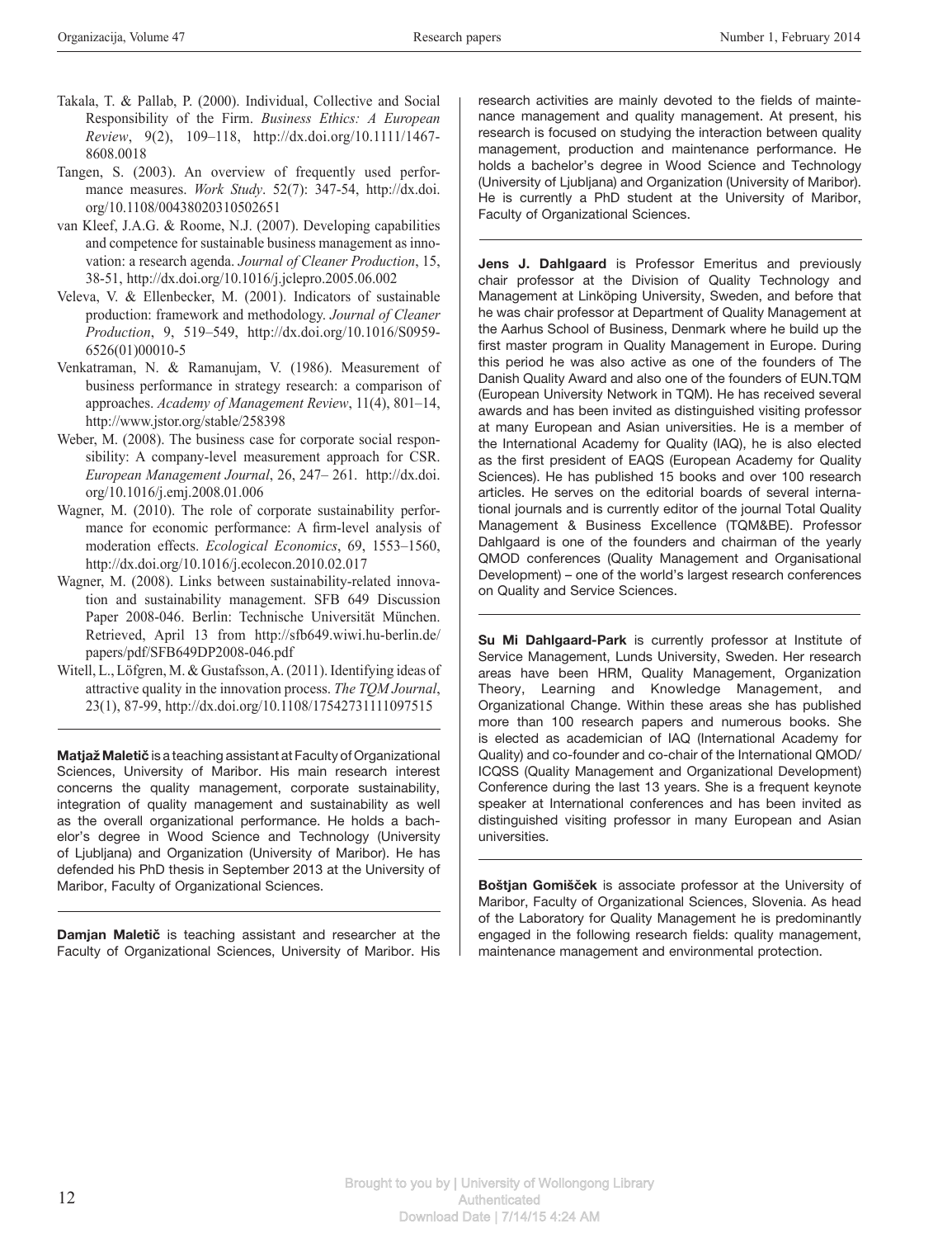Takala, T. & Pallab, P. (2000). Individual, Collective and Social Responsibility of the Firm. *Business Ethics: A European Review*, 9(2), 109–118, http://dx.doi.org/10.1111/1467-8608.0018

Tangen, S. (2003). An overview of frequently used performance measures. *Work Study*. 52(7): 347-54, http://dx.doi.org/10.1108/00438020310502651

van Kleef, J.A.G. & Roome, N.J. (2007). Developing capabilities and competence for sustainable business management as innovation: a research agenda. *Journal of Cleaner Production*, 15, 38-51, http://dx.doi.org/10.1016/j.jclepro.2005.06.002

Veleva, V. & Ellenbecker, M. (2001). Indicators of sustainable production: framework and methodology. *Journal of Cleaner Production*, 9, 519–549, http://dx.doi.org/10.1016/S0959-6526(01)00010-5

Venkatraman, N. & Ramanujam, V. (1986). Measurement of business performance in strategy research: a comparison of approaches. *Academy of Management Review*, 11(4), 801–14, http://www.jstor.org/stable/258398

Weber, M. (2008). The business case for corporate social responsibility: A company-level measurement approach for CSR. *European Management Journal*, 26, 247– 261. http://dx.doi.org/10.1016/j.emj.2008.01.006

Wagner, M. (2010). The role of corporate sustainability performance for economic performance: A firm-level analysis of moderation effects. *Ecological Economics*, 69, 1553–1560, http://dx.doi.org/10.1016/j.ecolecon.2010.02.017

Wagner, M. (2008). Links between sustainability-related innovation and sustainability management. SFB 649 Discussion Paper 2008-046. Berlin: Technische Universität München. Retrieved, April 13 from http://sfb649.wiwi.hu-berlin.de/papers/pdf/SFB649DP2008-046.pdf

Witell, L., Löfgren, M. & Gustafsson, A. (2011). Identifying ideas of attractive quality in the innovation process. *The TQM Journal*, 23(1), 87-99, http://dx.doi.org/10.1108/17542731111097515

---

**Matjaž Maletič** is a teaching assistant at Faculty of Organizational Sciences, University of Maribor. His main research interest concerns the quality management, corporate sustainability, integration of quality management and sustainability as well as the overall organizational performance. He holds a bachelor's degree in Wood Science and Technology (University of Ljubljana) and Organization (University of Maribor). He has defended his PhD thesis in September 2013 at the University of Maribor, Faculty of Organizational Sciences.

---

**Damjan Maletič** is teaching assistant and researcher at the Faculty of Organizational Sciences, University of Maribor. His research activities are mainly devoted to the fields of maintenance management and quality management. At present, his research is focused on studying the interaction between quality management, production and maintenance performance. He holds a bachelor's degree in Wood Science and Technology (University of Ljubljana) and Organization (University of Maribor). He is currently a PhD student at the University of Maribor, Faculty of Organizational Sciences.

---

**Jens J. Dahlgaard** is Professor Emeritus and previously chair professor at the Division of Quality Technology and Management at Linköping University, Sweden, and before that he was chair professor at Department of Quality Management at the Aarhus School of Business, Denmark where he build up the first master program in Quality Management in Europe. During this period he was also active as one of the founders of The Danish Quality Award and also one of the founders of EUN.TQM (European University Network in TQM). He has received several awards and has been invited as distinguished visiting professor at many European and Asian universities. He is a member of the International Academy for Quality (IAQ), he is also elected as the first president of EAQS (European Academy for Quality Sciences). He has published 15 books and over 100 research articles. He serves on the editorial boards of several international journals and is currently editor of the journal Total Quality Management & Business Excellence (TQM&BE). Professor Dahlgaard is one of the founders and chairman of the yearly QMOD conferences (Quality Management and Organisational Development) – one of the world's largest research conferences on Quality and Service Sciences.

---

**Su Mi Dahlgaard-Park** is currently professor at Institute of Service Management, Lunds University, Sweden. Her research areas have been HRM, Quality Management, Organization Theory, Learning and Knowledge Management, and Organizational Change. Within these areas she has published more than 100 research papers and numerous books. She is elected as academician of IAQ (International Academy for Quality) and co-founder and co-chair of the International QMOD/ICQSS (Quality Management and Organizational Development) Conference during the last 13 years. She is a frequent keynote speaker at International conferences and has been invited as distinguished visiting professor in many European and Asian universities.

---

**Boštjan Gomišček** is associate professor at the University of Maribor, Faculty of Organizational Sciences, Slovenia. As head of the Laboratory for Quality Management he is predominantly engaged in the following research fields: quality management, maintenance management and environmental protection.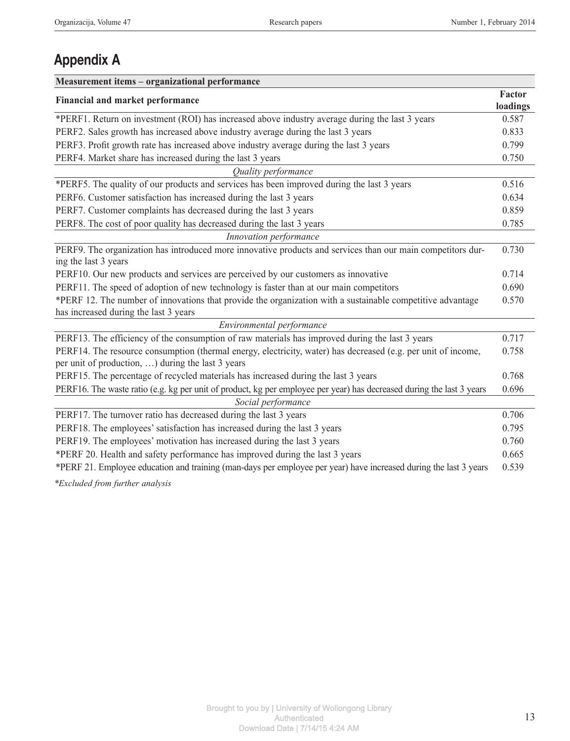## Appendix A

| Measurement items – organizational performance | |
|---|---|
| **Financial and market performance** | **Factor loadings** |
| *PERF1. Return on investment (ROI) has increased above industry average during the last 3 years | 0.587 |
| PERF2. Sales growth has increased above industry average during the last 3 years | 0.833 |
| PERF3. Profit growth rate has increased above industry average during the last 3 years | 0.799 |
| PERF4. Market share has increased during the last 3 years | 0.750 |
| *Quality performance* | |
| *PERF5. The quality of our products and services has been improved during the last 3 years | 0.516 |
| PERF6. Customer satisfaction has increased during the last 3 years | 0.634 |
| PERF7. Customer complaints has decreased during the last 3 years | 0.859 |
| PERF8. The cost of poor quality has decreased during the last 3 years | 0.785 |
| *Innovation performance* | |
| PERF9. The organization has introduced more innovative products and services than our main competitors during the last 3 years | 0.730 |
| PERF10. Our new products and services are perceived by our customers as innovative | 0.714 |
| PERF11. The speed of adoption of new technology is faster than at our main competitors | 0.690 |
| *PERF 12. The number of innovations that provide the organization with a sustainable competitive advantage has increased during the last 3 years | 0.570 |
| *Environmental performance* | |
| PERF13. The efficiency of the consumption of raw materials has improved during the last 3 years | 0.717 |
| PERF14. The resource consumption (thermal energy, electricity, water) has decreased (e.g. per unit of income, per unit of production, …) during the last 3 years | 0.758 |
| PERF15. The percentage of recycled materials has increased during the last 3 years | 0.768 |
| PERF16. The waste ratio (e.g. kg per unit of product, kg per employee per year) has decreased during the last 3 years | 0.696 |
| *Social performance* | |
| PERF17. The turnover ratio has decreased during the last 3 years | 0.706 |
| PERF18. The employees' satisfaction has increased during the last 3 years | 0.795 |
| PERF19. The employees' motivation has increased during the last 3 years | 0.760 |
| *PERF 20. Health and safety performance has improved during the last 3 years | 0.665 |
| *PERF 21. Employee education and training (man-days per employee per year) have increased during the last 3 years | 0.539 |

*\*Excluded from further analysis*